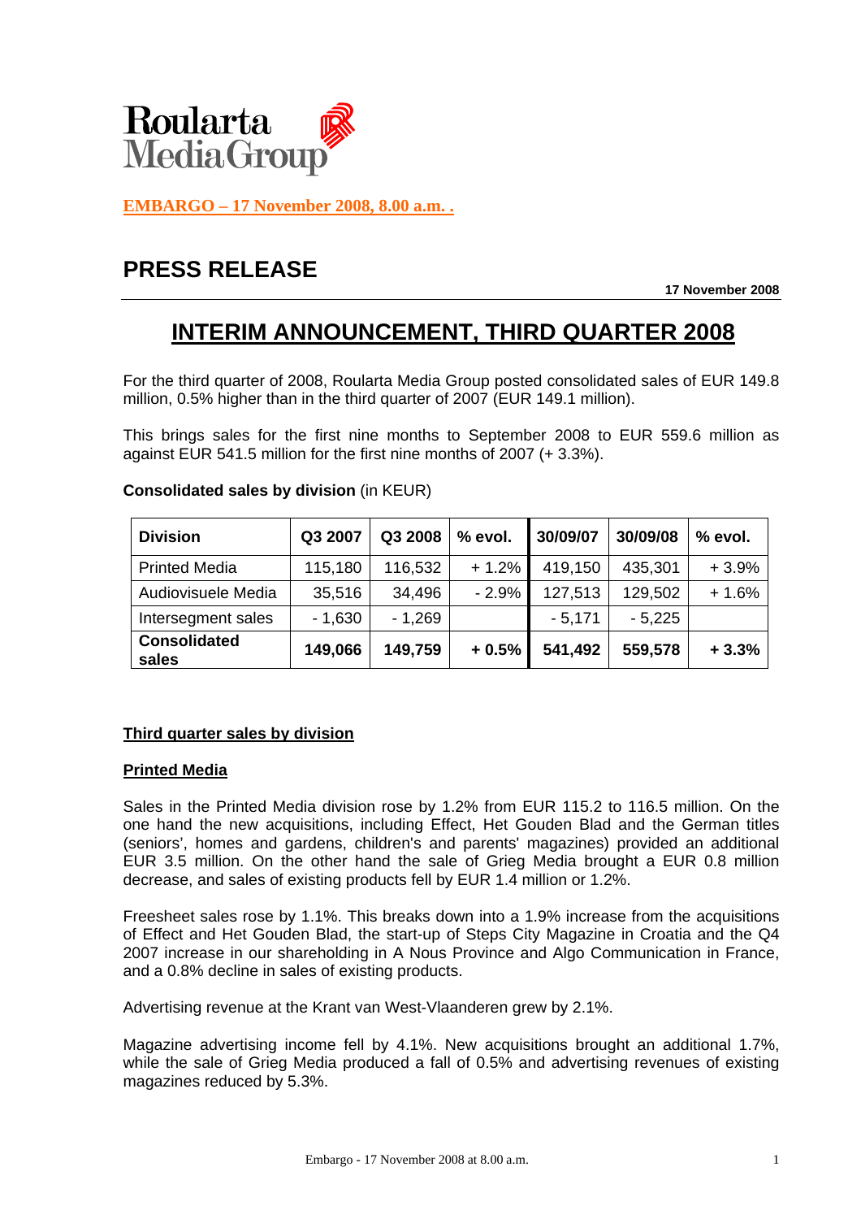Roularta Media Group

**EMBARGO – 17 November 2008, 8.00 a.m. .**

# PRESS RELEASE

**17 November 2008**

## INTERIM ANNOUNCEMENT, THIRD QUARTER 2008

For the third quarter of 2008, Roularta Media Group posted consolidated sales of EUR 149.8 million, 0.5% higher than in the third quarter of 2007 (EUR 149.1 million).

This brings sales for the first nine months to September 2008 to EUR 559.6 million as against EUR 541.5 million for the first nine months of 2007 (+ 3.3%).

**Consolidated sales by division** (in KEUR)

| Division | Q3 2007 | Q3 2008 | % evol. | 30/09/07 | 30/09/08 | % evol. |
|---|---|---|---|---|---|---|
| Printed Media | 115,180 | 116,532 | + 1.2% | 419,150 | 435,301 | + 3.9% |
| Audiovisuele Media | 35,516 | 34,496 | - 2.9% | 127,513 | 129,502 | + 1.6% |
| Intersegment sales | - 1,630 | - 1,269 | | - 5,171 | - 5,225 | |
| **Consolidated sales** | **149,066** | **149,759** | **+ 0.5%** | **541,492** | **559,578** | **+ 3.3%** |

**Third quarter sales by division**

**Printed Media**

Sales in the Printed Media division rose by 1.2% from EUR 115.2 to 116.5 million. On the one hand the new acquisitions, including Effect, Het Gouden Blad and the German titles (seniors', homes and gardens, children's and parents' magazines) provided an additional EUR 3.5 million. On the other hand the sale of Grieg Media brought a EUR 0.8 million decrease, and sales of existing products fell by EUR 1.4 million or 1.2%.

Freesheet sales rose by 1.1%. This breaks down into a 1.9% increase from the acquisitions of Effect and Het Gouden Blad, the start-up of Steps City Magazine in Croatia and the Q4 2007 increase in our shareholding in A Nous Province and Algo Communication in France, and a 0.8% decline in sales of existing products.

Advertising revenue at the Krant van West-Vlaanderen grew by 2.1%.

Magazine advertising income fell by 4.1%. New acquisitions brought an additional 1.7%, while the sale of Grieg Media produced a fall of 0.5% and advertising revenues of existing magazines reduced by 5.3%.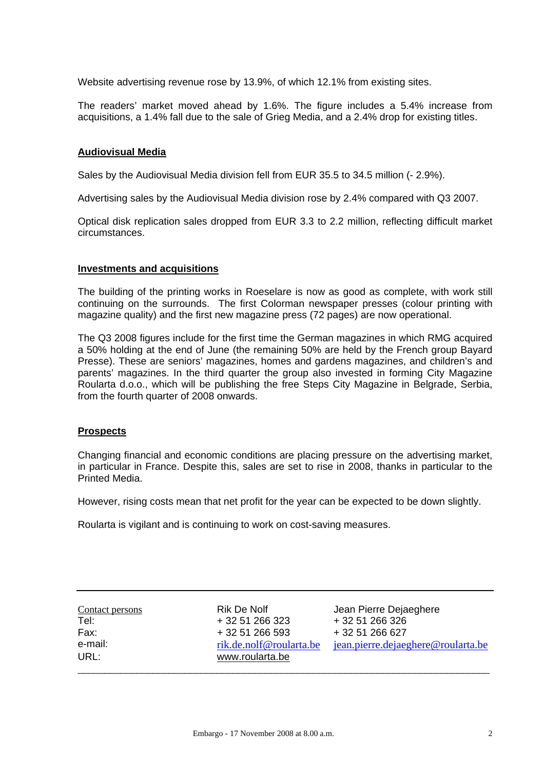Website advertising revenue rose by 13.9%, of which 12.1% from existing sites.

The readers' market moved ahead by 1.6%. The figure includes a 5.4% increase from acquisitions, a 1.4% fall due to the sale of Grieg Media, and a 2.4% drop for existing titles.

## Audiovisual Media

Sales by the Audiovisual Media division fell from EUR 35.5 to 34.5 million (- 2.9%).

Advertising sales by the Audiovisual Media division rose by 2.4% compared with Q3 2007.

Optical disk replication sales dropped from EUR 3.3 to 2.2 million, reflecting difficult market circumstances.

## Investments and acquisitions

The building of the printing works in Roeselare is now as good as complete, with work still continuing on the surrounds. The first Colorman newspaper presses (colour printing with magazine quality) and the first new magazine press (72 pages) are now operational.

The Q3 2008 figures include for the first time the German magazines in which RMG acquired a 50% holding at the end of June (the remaining 50% are held by the French group Bayard Presse). These are seniors' magazines, homes and gardens magazines, and children's and parents' magazines. In the third quarter the group also invested in forming City Magazine Roularta d.o.o., which will be publishing the free Steps City Magazine in Belgrade, Serbia, from the fourth quarter of 2008 onwards.

## Prospects

Changing financial and economic conditions are placing pressure on the advertising market, in particular in France. Despite this, sales are set to rise in 2008, thanks in particular to the Printed Media.

However, rising costs mean that net profit for the year can be expected to be down slightly.

Roularta is vigilant and is continuing to work on cost-saving measures.

| Contact persons | Rik De Nolf | Jean Pierre Dejaeghere |
|---|---|---|
| Tel: | + 32 51 266 323 | + 32 51 266 326 |
| Fax: | + 32 51 266 593 | + 32 51 266 627 |
| e-mail: | rik.de.nolf@roularta.be | jean.pierre.dejaeghere@roularta.be |
| URL: | www.roularta.be | |

Embargo - 17 November 2008 at 8.00 a.m.